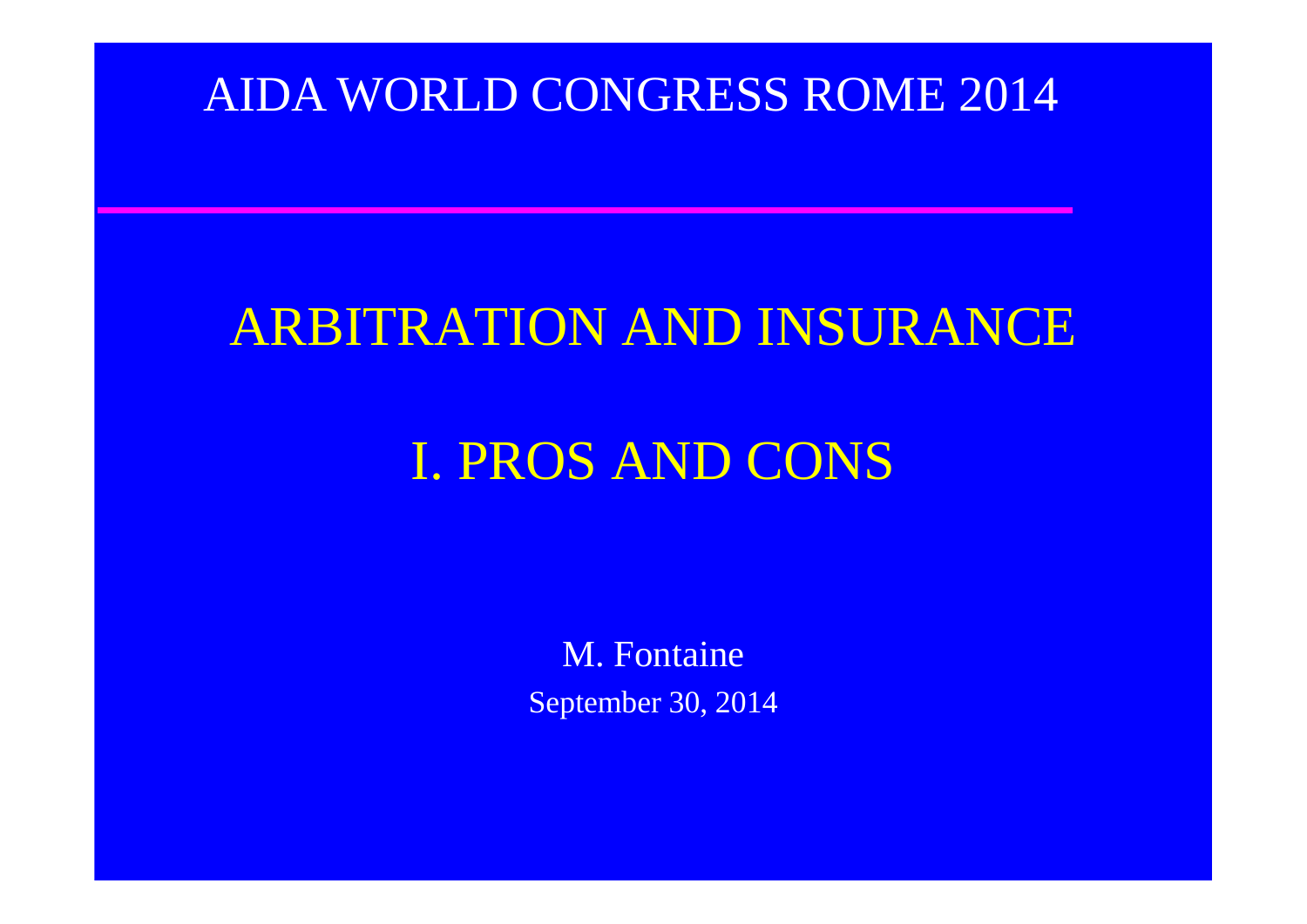AIDA WORLD CONGRESS ROME 2014

# ARBITRATION AND INSURANCE

## I. PROS AND CONS

M. Fontaine

September 30, 2014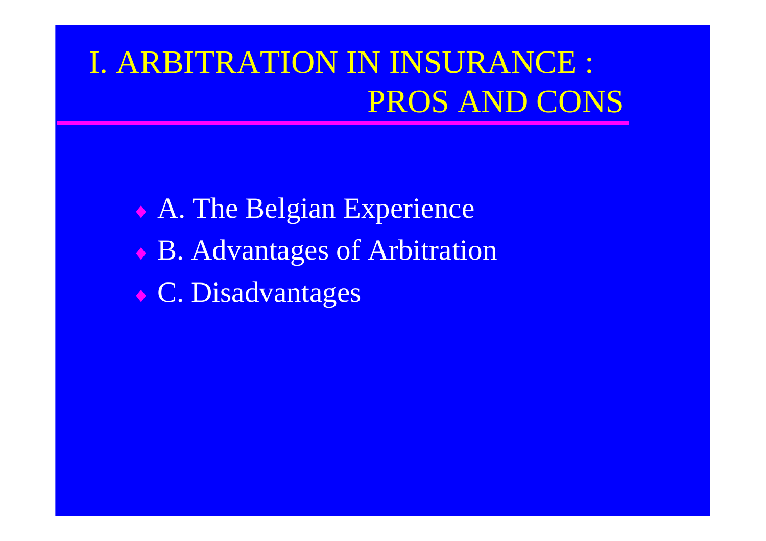# I. ARBITRATION IN INSURANCE : PROS AND CONS

- A. The Belgian Experience
- B. Advantages of Arbitration
- C. Disadvantages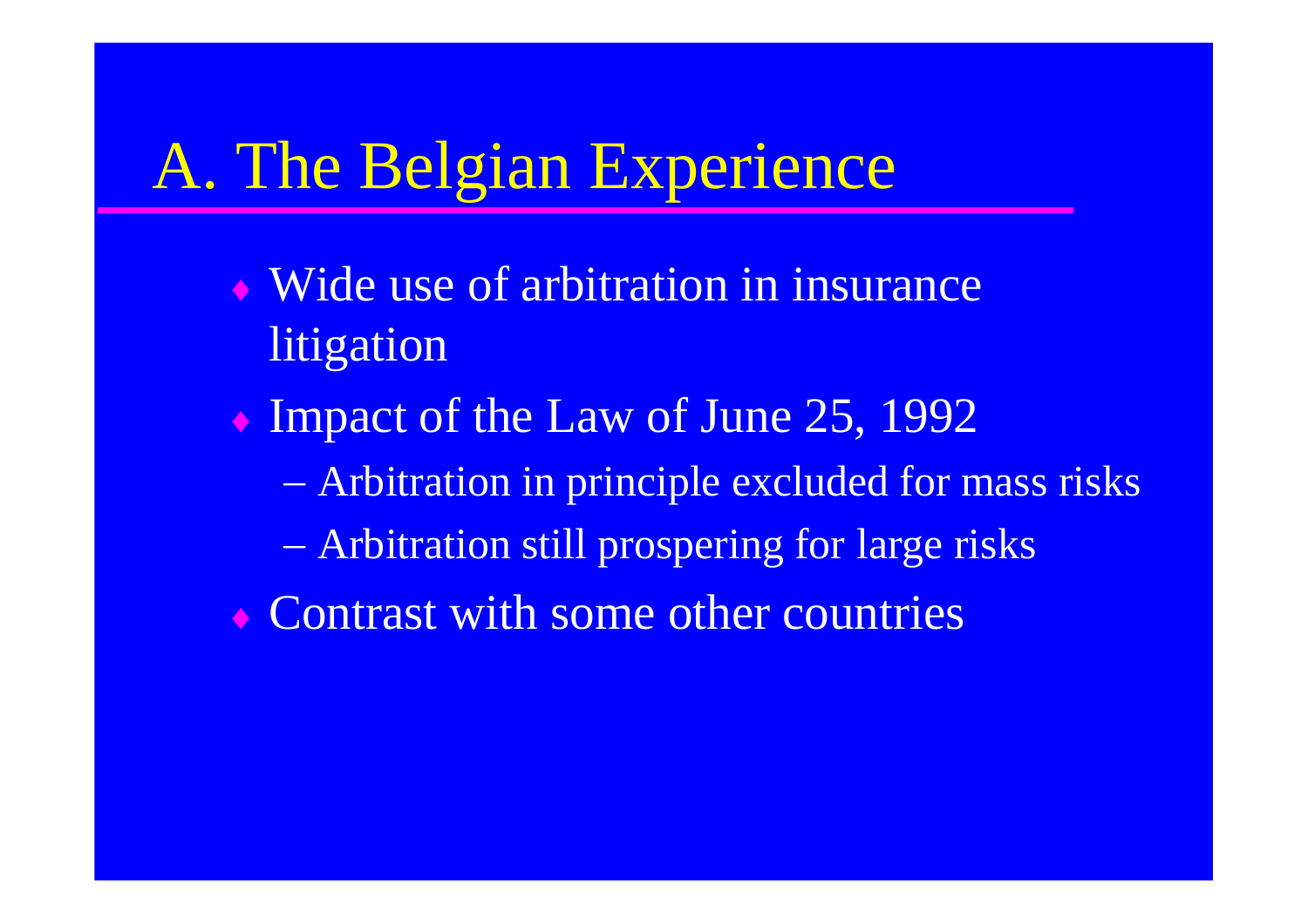# A. The Belgian Experience

- Wide use of arbitration in insurance litigation
- Impact of the Law of June 25, 1992
  - Arbitration in principle excluded for mass risks
  - Arbitration still prospering for large risks
- Contrast with some other countries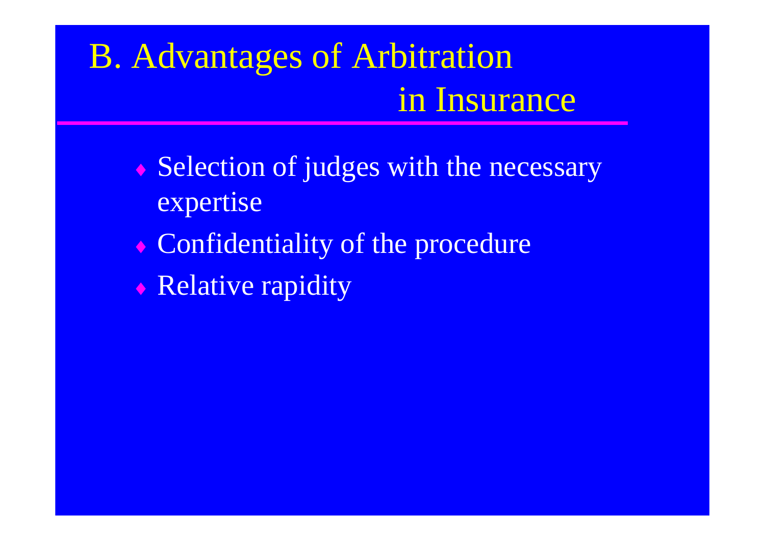# B. Advantages of Arbitration in Insurance

- Selection of judges with the necessary expertise
- Confidentiality of the procedure
- Relative rapidity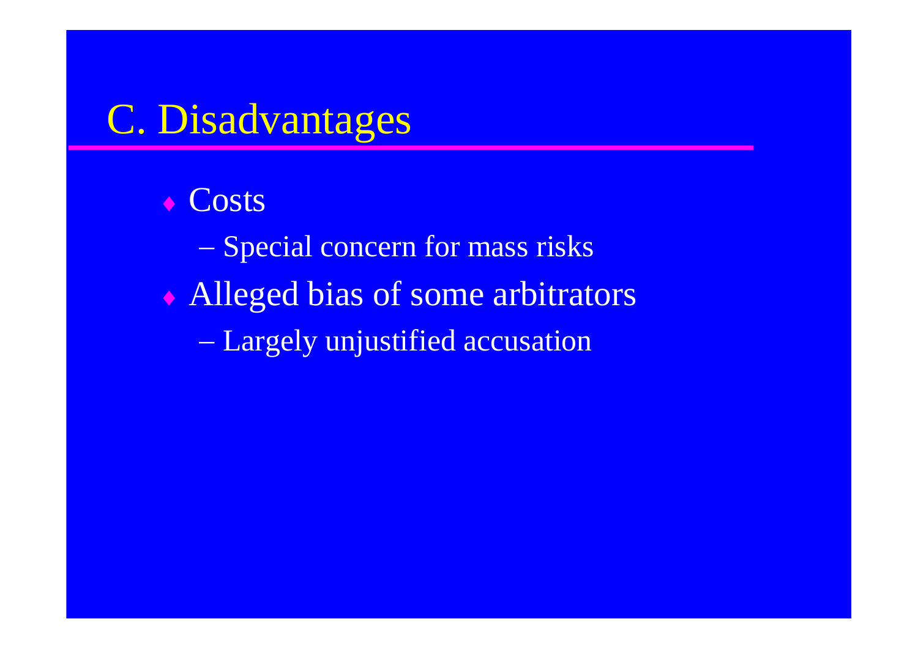# C. Disadvantages

- Costs
  - Special concern for mass risks
- Alleged bias of some arbitrators
  - Largely unjustified accusation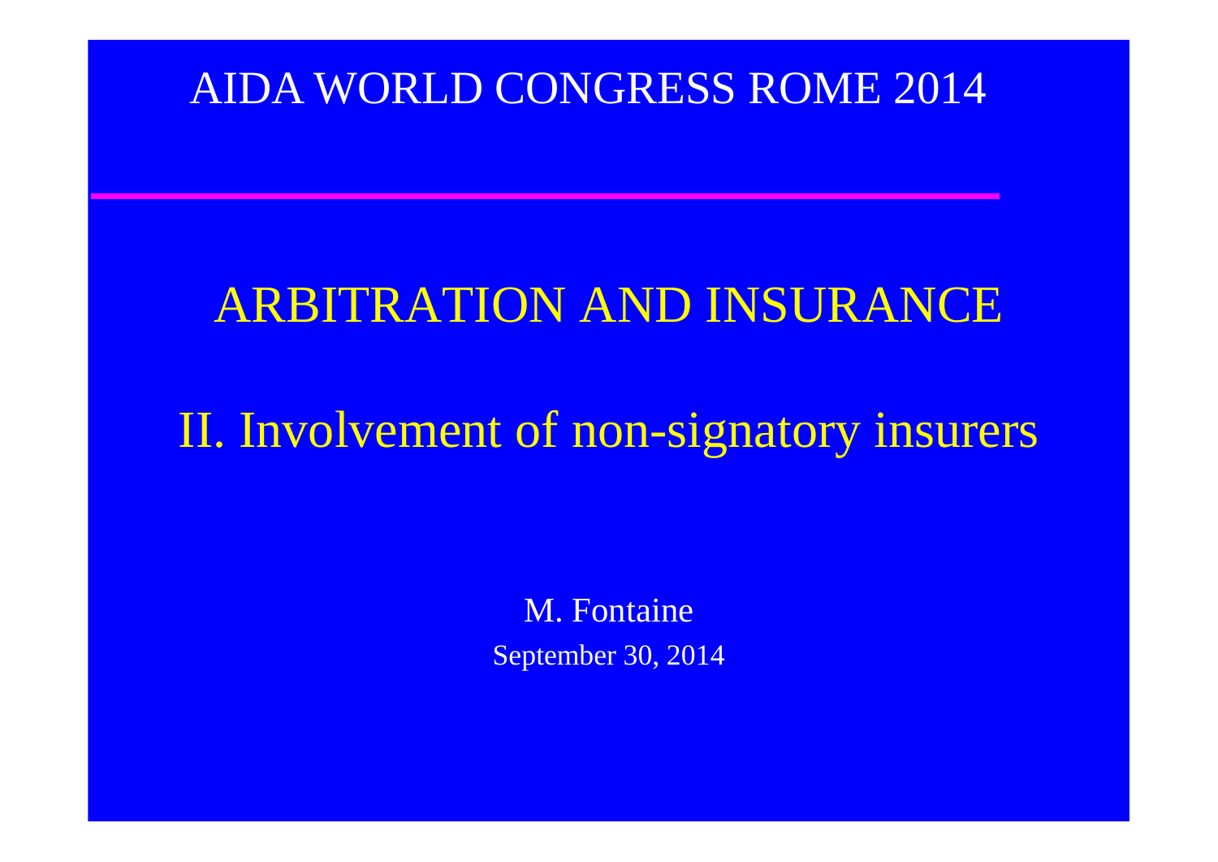AIDA WORLD CONGRESS ROME 2014

# ARBITRATION AND INSURANCE

## II. Involvement of non-signatory insurers

M. Fontaine

September 30, 2014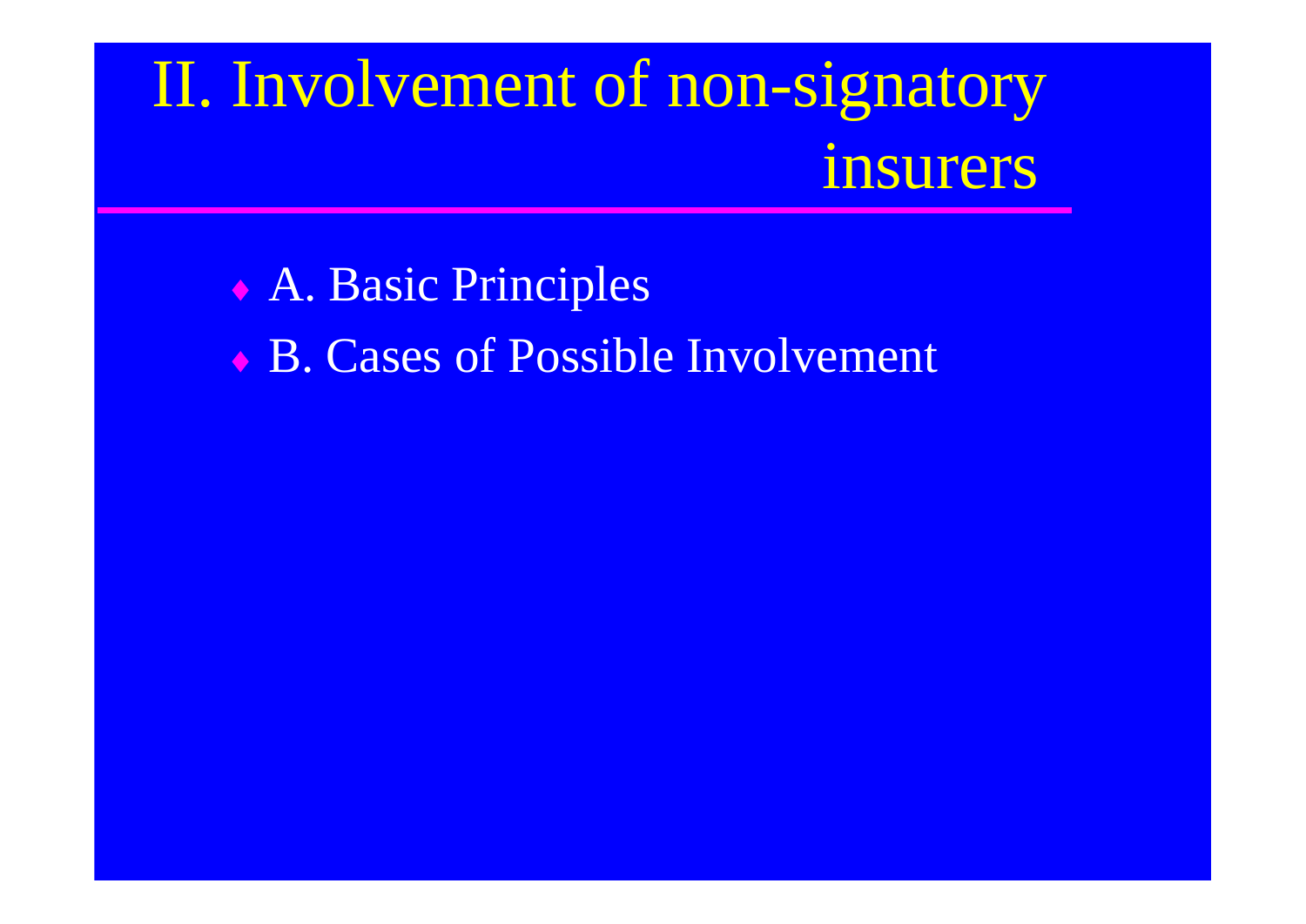# II. Involvement of non-signatory insurers

- A. Basic Principles
- B. Cases of Possible Involvement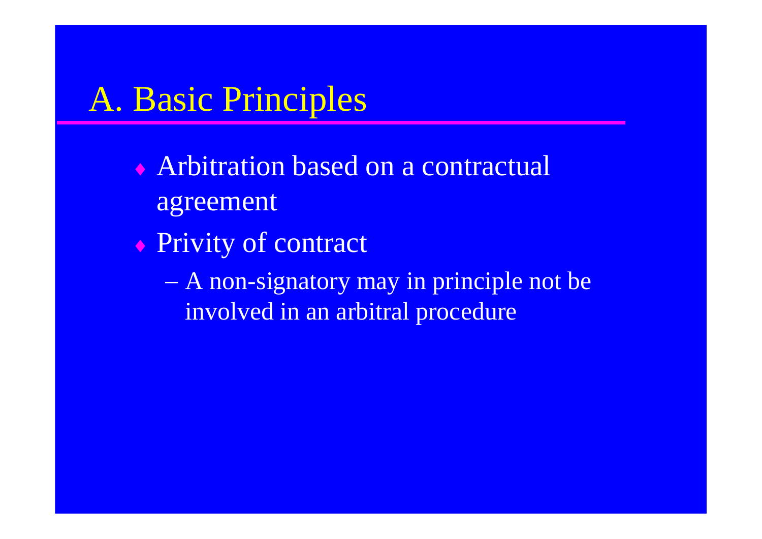# A. Basic Principles

- Arbitration based on a contractual agreement
- Privity of contract
  - A non-signatory may in principle not be involved in an arbitral procedure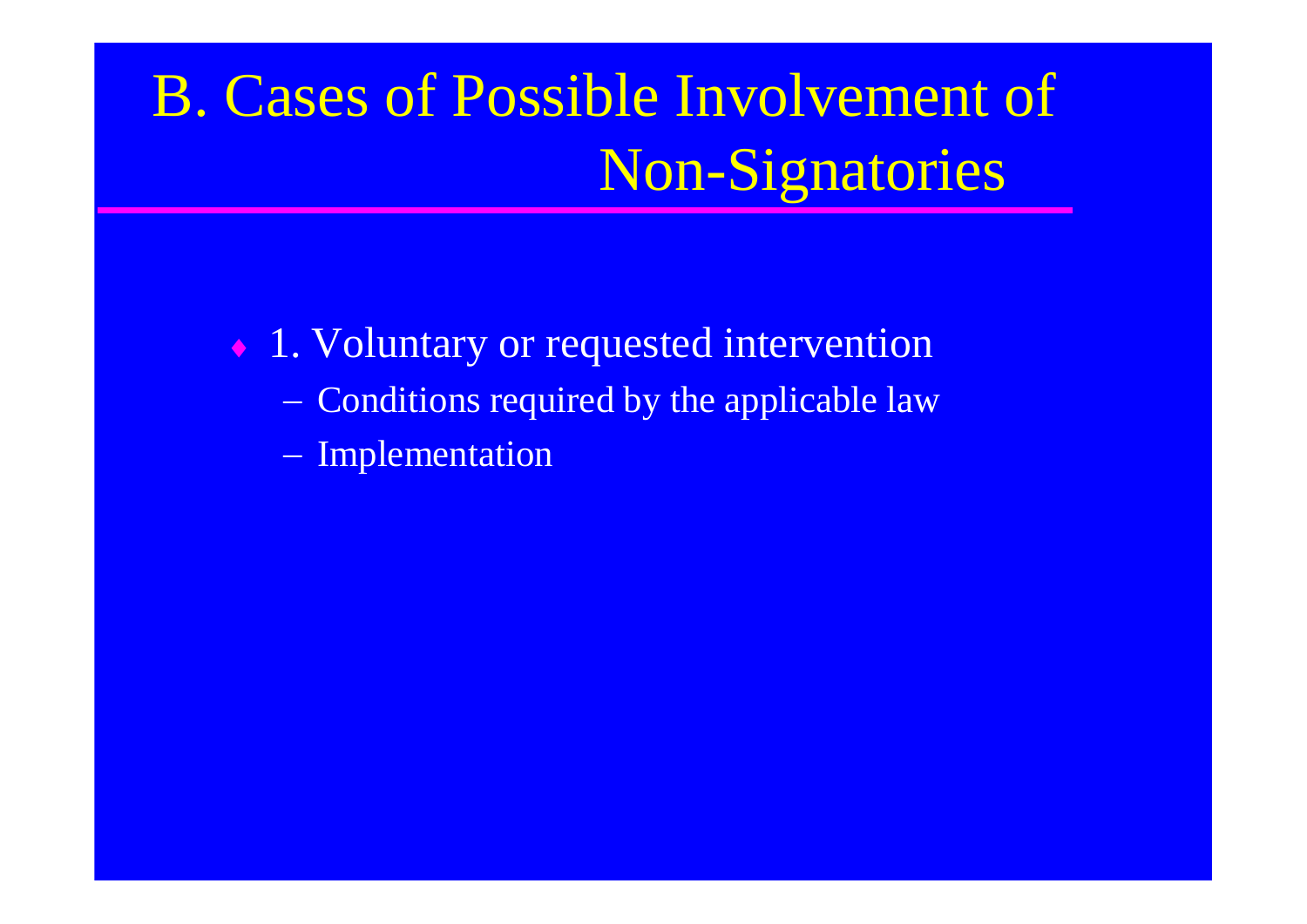# B. Cases of Possible Involvement of Non-Signatories

- 1. Voluntary or requested intervention
  - Conditions required by the applicable law
  - Implementation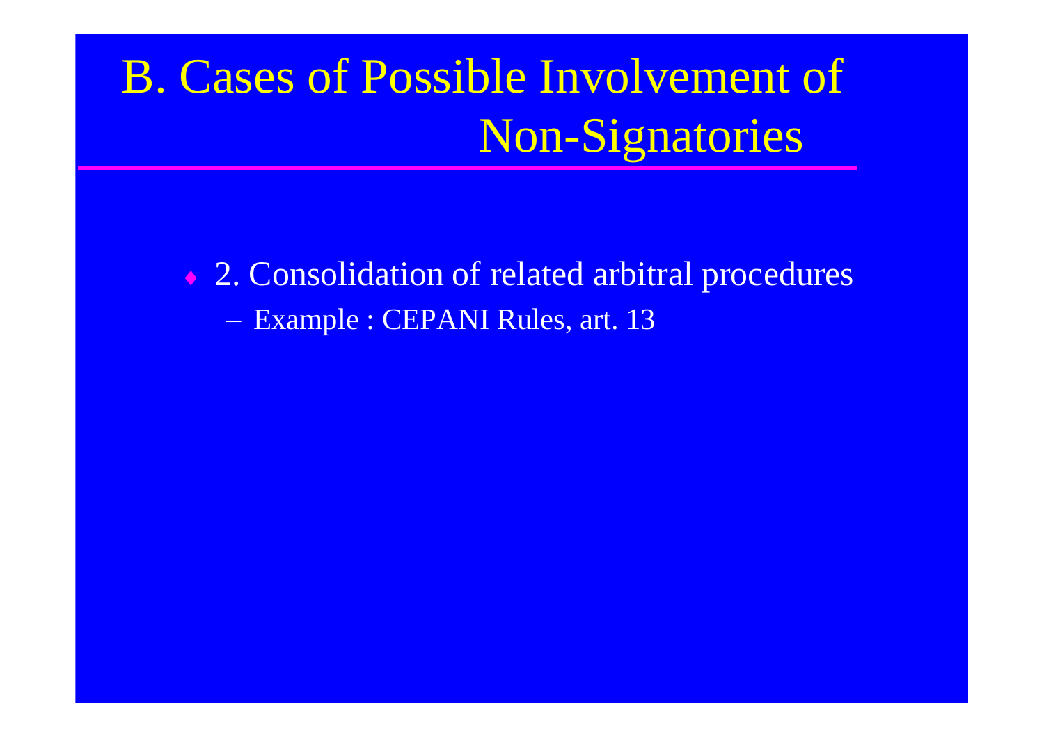# B. Cases of Possible Involvement of Non-Signatories

- 2. Consolidation of related arbitral procedures
  - Example : CEPANI Rules, art. 13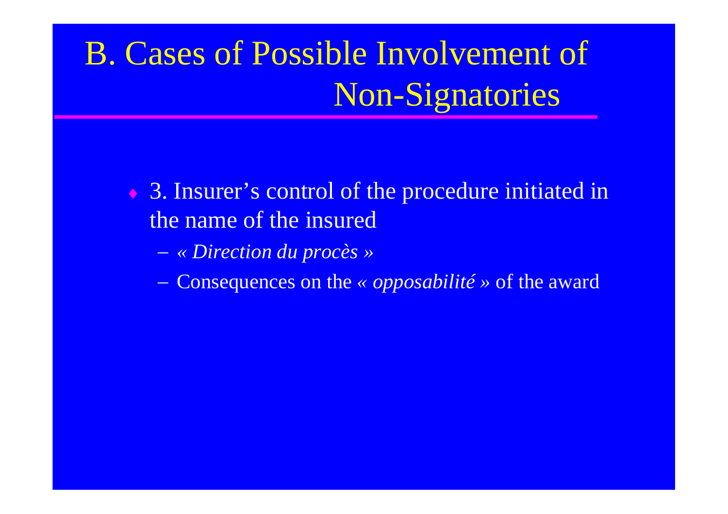# B. Cases of Possible Involvement of Non-Signatories

- 3. Insurer's control of the procedure initiated in the name of the insured
  - *« Direction du procès »*
  - Consequences on the *« opposabilité »* of the award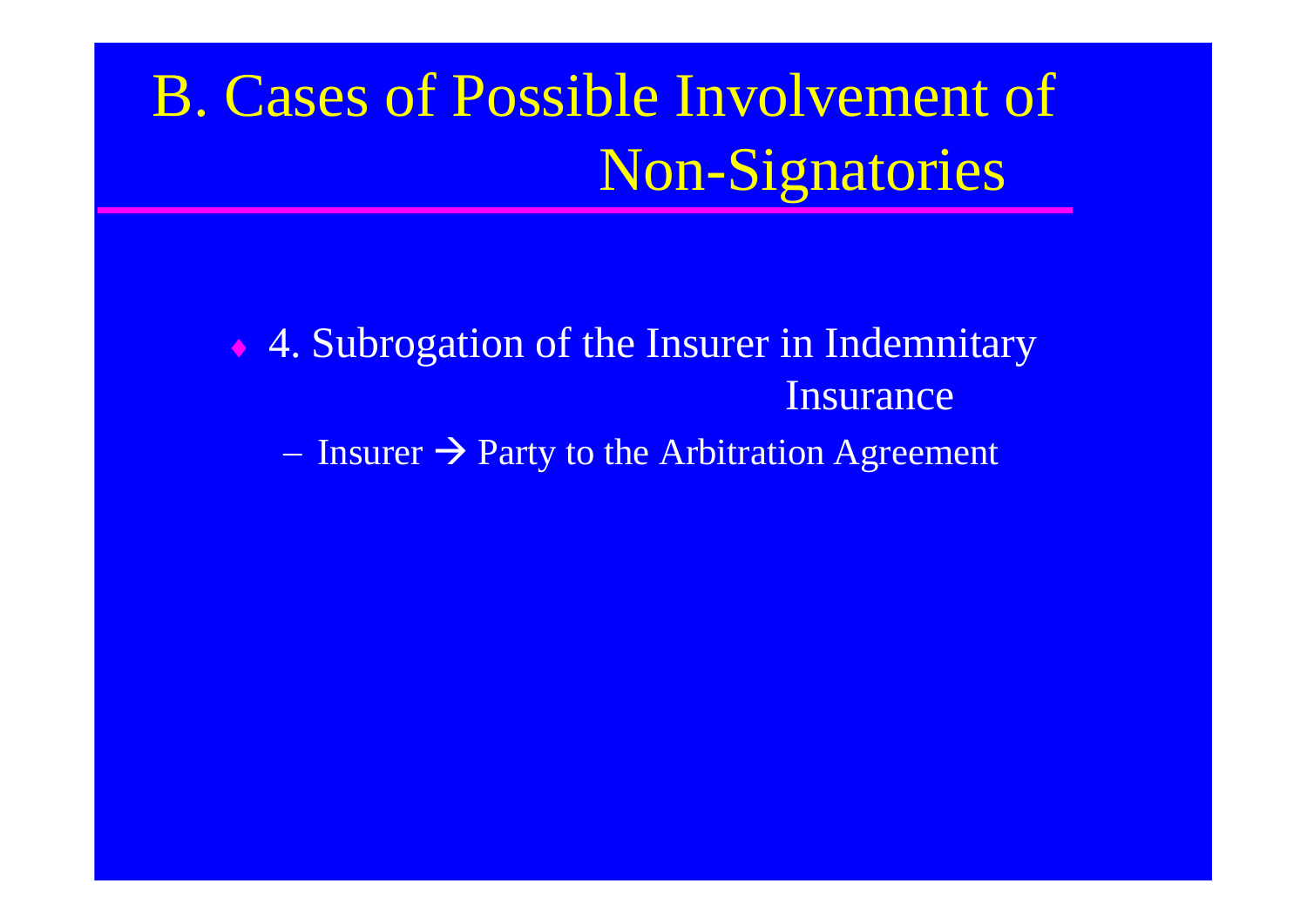# B. Cases of Possible Involvement of Non-Signatories

- 4. Subrogation of the Insurer in Indemnitary Insurance
  - Insurer → Party to the Arbitration Agreement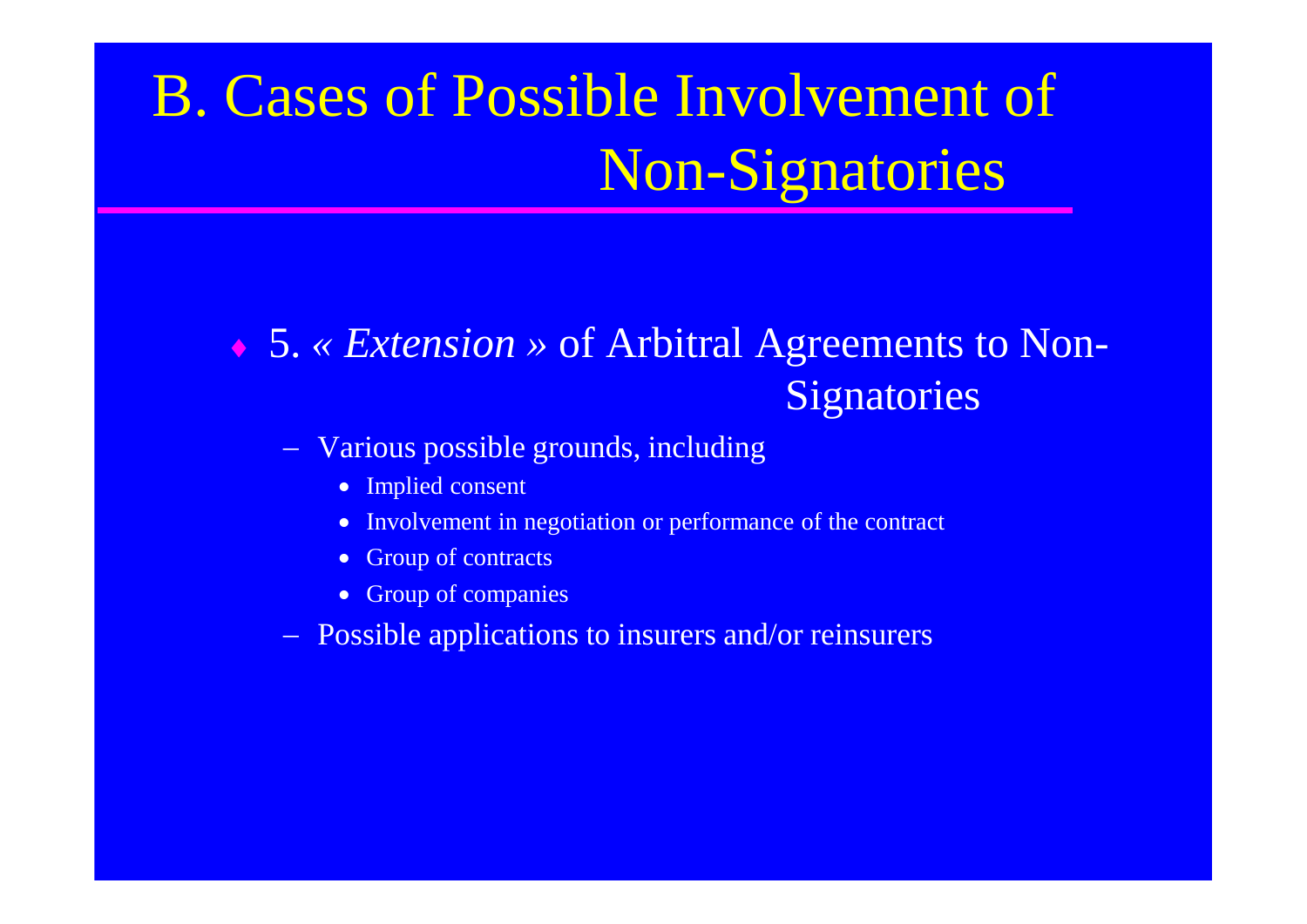# B. Cases of Possible Involvement of Non-Signatories

- 5. « *Extension* » of Arbitral Agreements to Non-Signatories
  - Various possible grounds, including
    - Implied consent
    - Involvement in negotiation or performance of the contract
    - Group of contracts
    - Group of companies
  - Possible applications to insurers and/or reinsurers